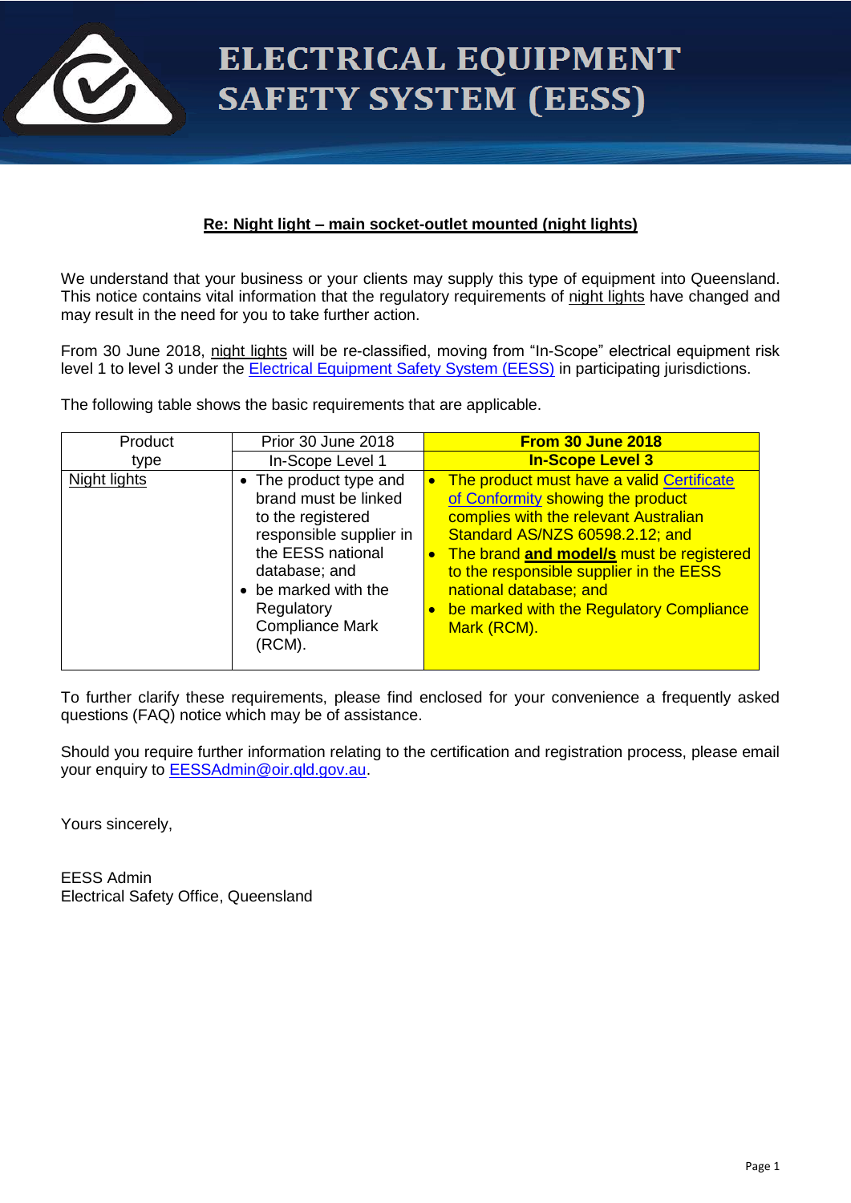# ELECTRICAL EQUIPMENT SAFETY SYSTEM (EESS)

**Re: Night light – main socket-outlet mounted (night lights)**

We understand that your business or your clients may supply this type of equipment into Queensland. This notice contains vital information that the regulatory requirements of night lights have changed and may result in the need for you to take further action.

From 30 June 2018, night lights will be re-classified, moving from "In-Scope" electrical equipment risk level 1 to level 3 under the Electrical Equipment Safety System (EESS) in participating jurisdictions.

The following table shows the basic requirements that are applicable.

| Product type | Prior 30 June 2018 | **From 30 June 2018** |
|---|---|---|
| | In-Scope Level 1 | **In-Scope Level 3** |
| Night lights | • The product type and brand must be linked to the registered responsible supplier in the EESS national database; and<br>• be marked with the Regulatory Compliance Mark (RCM). | • The product must have a valid Certificate of Conformity showing the product complies with the relevant Australian Standard AS/NZS 60598.2.12; and<br>• The brand **and model/s** must be registered to the responsible supplier in the EESS national database; and<br>• be marked with the Regulatory Compliance Mark (RCM). |

To further clarify these requirements, please find enclosed for your convenience a frequently asked questions (FAQ) notice which may be of assistance.

Should you require further information relating to the certification and registration process, please email your enquiry to EESSAdmin@oir.qld.gov.au.

Yours sincerely,

EESS Admin
Electrical Safety Office, Queensland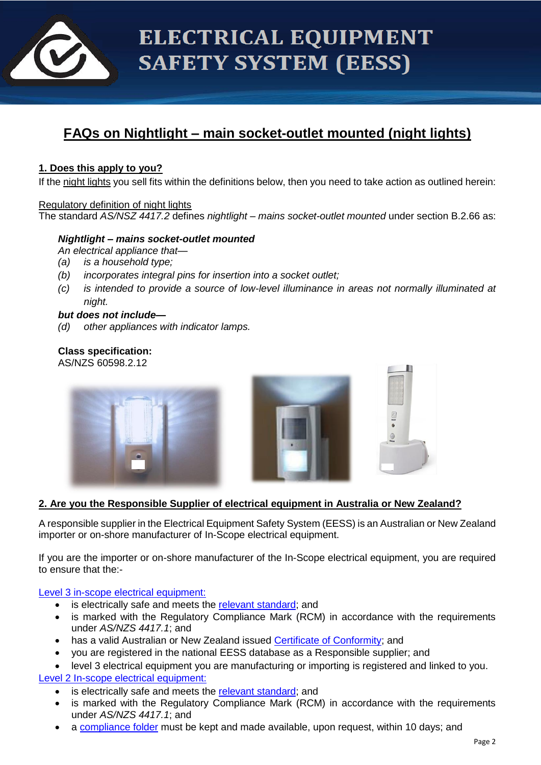# ELECTRICAL EQUIPMENT SAFETY SYSTEM (EESS)

## FAQs on Nightlight – main socket-outlet mounted (night lights)

### 1. Does this apply to you?

If the night lights you sell fits within the definitions below, then you need to take action as outlined herein:

Regulatory definition of night lights

The standard *AS/NSZ 4417.2* defines *nightlight – mains socket-outlet mounted* under section B.2.66 as:

> ***Nightlight – mains socket-outlet mounted***
>
> *An electrical appliance that—*
>
> *(a) is a household type;*
>
> *(b) incorporates integral pins for insertion into a socket outlet;*
>
> *(c) is intended to provide a source of low-level illuminance in areas not normally illuminated at night.*
>
> ***but does not include—***
>
> *(d) other appliances with indicator lamps.*

**Class specification:**
AS/NZS 60598.2.12

### 2. Are you the Responsible Supplier of electrical equipment in Australia or New Zealand?

A responsible supplier in the Electrical Equipment Safety System (EESS) is an Australian or New Zealand importer or on-shore manufacturer of In-Scope electrical equipment.

If you are the importer or on-shore manufacturer of the In-Scope electrical equipment, you are required to ensure that the:-

Level 3 in-scope electrical equipment:

- is electrically safe and meets the relevant standard; and
- is marked with the Regulatory Compliance Mark (RCM) in accordance with the requirements under *AS/NZS 4417.1*; and
- has a valid Australian or New Zealand issued Certificate of Conformity; and
- you are registered in the national EESS database as a Responsible supplier; and
- level 3 electrical equipment you are manufacturing or importing is registered and linked to you.

Level 2 In-scope electrical equipment:

- is electrically safe and meets the relevant standard; and
- is marked with the Regulatory Compliance Mark (RCM) in accordance with the requirements under *AS/NZS 4417.1*; and
- a compliance folder must be kept and made available, upon request, within 10 days; and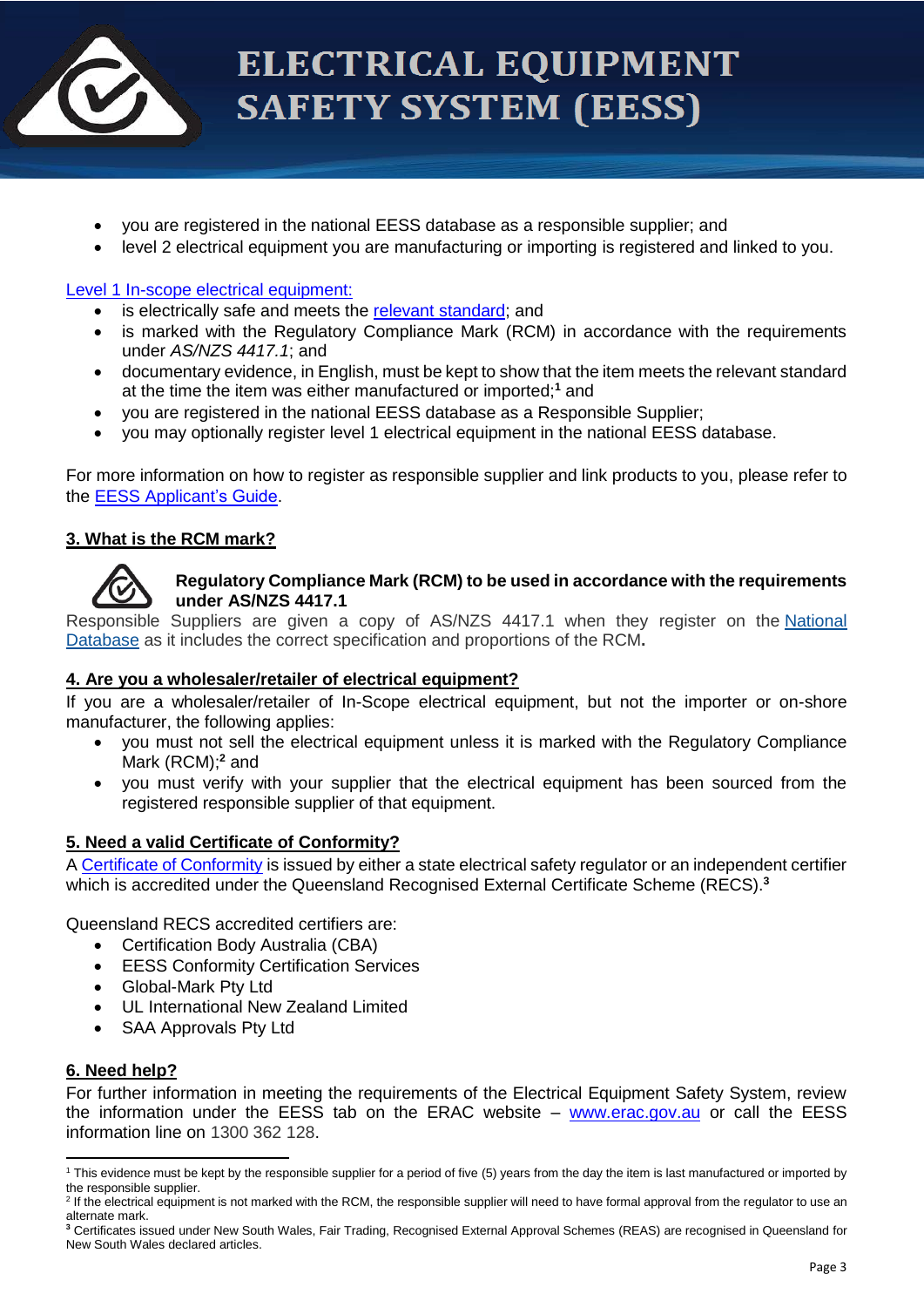- you are registered in the national EESS database as a responsible supplier; and
- level 2 electrical equipment you are manufacturing or importing is registered and linked to you.

Level 1 In-scope electrical equipment:

- is electrically safe and meets the relevant standard; and
- is marked with the Regulatory Compliance Mark (RCM) in accordance with the requirements under *AS/NZS 4417.1*; and
- documentary evidence, in English, must be kept to show that the item meets the relevant standard at the time the item was either manufactured or imported;[1] and
- you are registered in the national EESS database as a Responsible Supplier;
- you may optionally register level 1 electrical equipment in the national EESS database.

For more information on how to register as responsible supplier and link products to you, please refer to the EESS Applicant's Guide.

## 3. What is the RCM mark?

**Regulatory Compliance Mark (RCM) to be used in accordance with the requirements under AS/NZS 4417.1**

Responsible Suppliers are given a copy of AS/NZS 4417.1 when they register on the National Database as it includes the correct specification and proportions of the RCM.

## 4. Are you a wholesaler/retailer of electrical equipment?

If you are a wholesaler/retailer of In-Scope electrical equipment, but not the importer or on-shore manufacturer, the following applies:

- you must not sell the electrical equipment unless it is marked with the Regulatory Compliance Mark (RCM);[2] and
- you must verify with your supplier that the electrical equipment has been sourced from the registered responsible supplier of that equipment.

## 5. Need a valid Certificate of Conformity?

A Certificate of Conformity is issued by either a state electrical safety regulator or an independent certifier which is accredited under the Queensland Recognised External Certificate Scheme (RECS).[3]

Queensland RECS accredited certifiers are:

- Certification Body Australia (CBA)
- EESS Conformity Certification Services
- Global-Mark Pty Ltd
- UL International New Zealand Limited
- SAA Approvals Pty Ltd

## 6. Need help?

For further information in meeting the requirements of the Electrical Equipment Safety System, review the information under the EESS tab on the ERAC website – www.erac.gov.au or call the EESS information line on 1300 362 128.

---

[1] This evidence must be kept by the responsible supplier for a period of five (5) years from the day the item is last manufactured or imported by the responsible supplier.

[2] If the electrical equipment is not marked with the RCM, the responsible supplier will need to have formal approval from the regulator to use an alternate mark.

[3] Certificates issued under New South Wales, Fair Trading, Recognised External Approval Schemes (REAS) are recognised in Queensland for New South Wales declared articles.